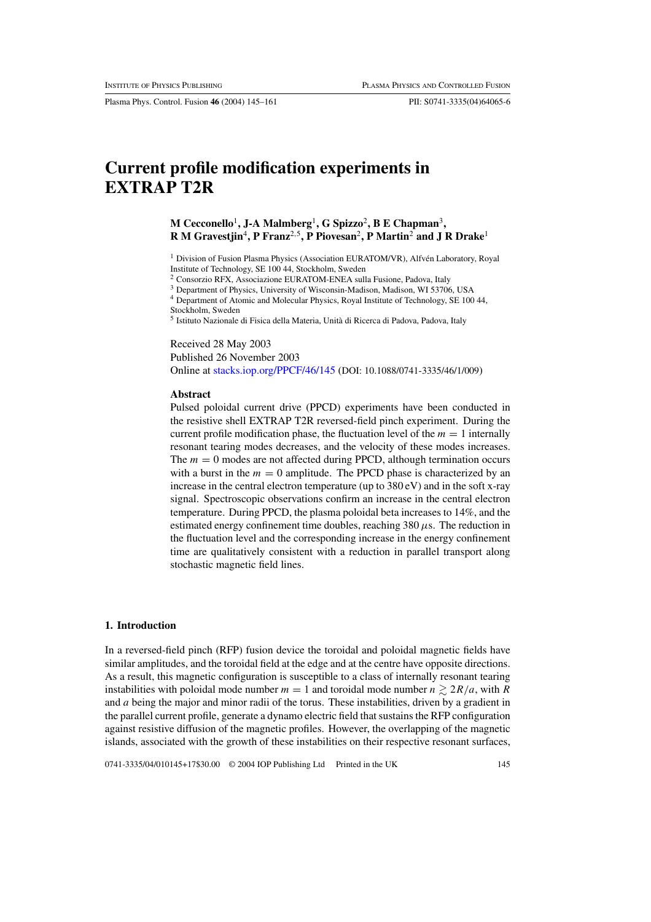# Current profile modification experiments in EXTRAP T2R

**M Cecconello[1], J-A Malmberg[1], G Spizzo[2], B E Chapman[3], R M Gravestjin[4], P Franz[2,5], P Piovesan[2], P Martin[2] and J R Drake[1]**

[1] Division of Fusion Plasma Physics (Association EURATOM/VR), Alfvén Laboratory, Royal Institute of Technology, SE 100 44, Stockholm, Sweden

[2] Consorzio RFX, Associazione EURATOM-ENEA sulla Fusione, Padova, Italy

[3] Department of Physics, University of Wisconsin-Madison, Madison, WI 53706, USA

[4] Department of Atomic and Molecular Physics, Royal Institute of Technology, SE 100 44, Stockholm, Sweden

[5] Istituto Nazionale di Fisica della Materia, Unità di Ricerca di Padova, Padova, Italy

Received 28 May 2003
Published 26 November 2003
Online at stacks.iop.org/PPCF/46/145 (DOI: 10.1088/0741-3335/46/1/009)

## Abstract

Pulsed poloidal current drive (PPCD) experiments have been conducted in the resistive shell EXTRAP T2R reversed-field pinch experiment. During the current profile modification phase, the fluctuation level of the $m = 1$ internally resonant tearing modes decreases, and the velocity of these modes increases. The $m = 0$ modes are not affected during PPCD, although termination occurs with a burst in the $m = 0$ amplitude. The PPCD phase is characterized by an increase in the central electron temperature (up to 380 eV) and in the soft x-ray signal. Spectroscopic observations confirm an increase in the central electron temperature. During PPCD, the plasma poloidal beta increases to 14%, and the estimated energy confinement time doubles, reaching 380 $\mu$s. The reduction in the fluctuation level and the corresponding increase in the energy confinement time are qualitatively consistent with a reduction in parallel transport along stochastic magnetic field lines.

## 1. Introduction

In a reversed-field pinch (RFP) fusion device the toroidal and poloidal magnetic fields have similar amplitudes, and the toroidal field at the edge and at the centre have opposite directions. As a result, this magnetic configuration is susceptible to a class of internally resonant tearing instabilities with poloidal mode number $m = 1$ and toroidal mode number $n \gtrsim 2R/a$, with $R$ and $a$ being the major and minor radii of the torus. These instabilities, driven by a gradient in the parallel current profile, generate a dynamo electric field that sustains the RFP configuration against resistive diffusion of the magnetic profiles. However, the overlapping of the magnetic islands, associated with the growth of these instabilities on their respective resonant surfaces,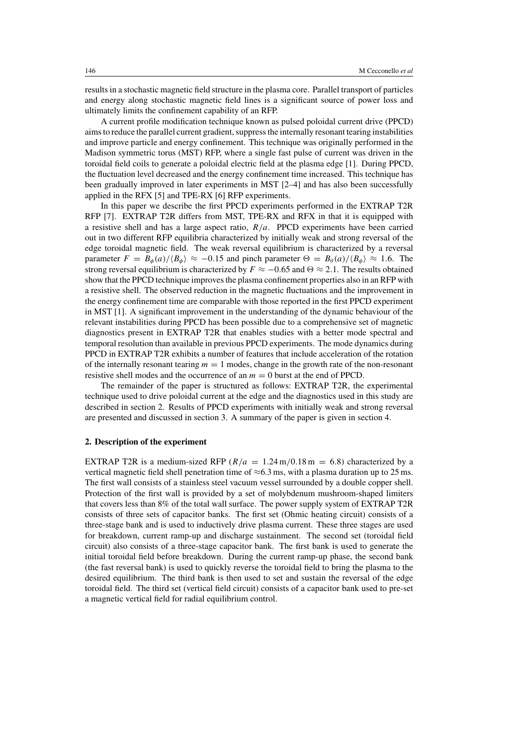results in a stochastic magnetic field structure in the plasma core. Parallel transport of particles and energy along stochastic magnetic field lines is a significant source of power loss and ultimately limits the confinement capability of an RFP.

A current profile modification technique known as pulsed poloidal current drive (PPCD) aims to reduce the parallel current gradient, suppress the internally resonant tearing instabilities and improve particle and energy confinement. This technique was originally performed in the Madison symmetric torus (MST) RFP, where a single fast pulse of current was driven in the toroidal field coils to generate a poloidal electric field at the plasma edge [1]. During PPCD, the fluctuation level decreased and the energy confinement time increased. This technique has been gradually improved in later experiments in MST [2–4] and has also been successfully applied in the RFX [5] and TPE-RX [6] RFP experiments.

In this paper we describe the first PPCD experiments performed in the EXTRAP T2R RFP [7]. EXTRAP T2R differs from MST, TPE-RX and RFX in that it is equipped with a resistive shell and has a large aspect ratio, $R/a$. PPCD experiments have been carried out in two different RFP equilibria characterized by initially weak and strong reversal of the edge toroidal magnetic field. The weak reversal equilibrium is characterized by a reversal parameter $F = B_\phi(a)/\langle B_\phi \rangle \approx -0.15$ and pinch parameter $\Theta = B_\theta(a)/\langle B_\phi \rangle \approx 1.6$. The strong reversal equilibrium is characterized by $F \approx -0.65$ and $\Theta \approx 2.1$. The results obtained show that the PPCD technique improves the plasma confinement properties also in an RFP with a resistive shell. The observed reduction in the magnetic fluctuations and the improvement in the energy confinement time are comparable with those reported in the first PPCD experiment in MST [1]. A significant improvement in the understanding of the dynamic behaviour of the relevant instabilities during PPCD has been possible due to a comprehensive set of magnetic diagnostics present in EXTRAP T2R that enables studies with a better mode spectral and temporal resolution than available in previous PPCD experiments. The mode dynamics during PPCD in EXTRAP T2R exhibits a number of features that include acceleration of the rotation of the internally resonant tearing $m = 1$ modes, change in the growth rate of the non-resonant resistive shell modes and the occurrence of an $m = 0$ burst at the end of PPCD.

The remainder of the paper is structured as follows: EXTRAP T2R, the experimental technique used to drive poloidal current at the edge and the diagnostics used in this study are described in section 2. Results of PPCD experiments with initially weak and strong reversal are presented and discussed in section 3. A summary of the paper is given in section 4.

## 2. Description of the experiment

EXTRAP T2R is a medium-sized RFP ($R/a = 1.24\,\mathrm{m}/0.18\,\mathrm{m} = 6.8$) characterized by a vertical magnetic field shell penetration time of $\approx$6.3 ms, with a plasma duration up to 25 ms. The first wall consists of a stainless steel vacuum vessel surrounded by a double copper shell. Protection of the first wall is provided by a set of molybdenum mushroom-shaped limiters that covers less than 8% of the total wall surface. The power supply system of EXTRAP T2R consists of three sets of capacitor banks. The first set (Ohmic heating circuit) consists of a three-stage bank and is used to inductively drive plasma current. These three stages are used for breakdown, current ramp-up and discharge sustainment. The second set (toroidal field circuit) also consists of a three-stage capacitor bank. The first bank is used to generate the initial toroidal field before breakdown. During the current ramp-up phase, the second bank (the fast reversal bank) is used to quickly reverse the toroidal field to bring the plasma to the desired equilibrium. The third bank is then used to set and sustain the reversal of the edge toroidal field. The third set (vertical field circuit) consists of a capacitor bank used to pre-set a magnetic vertical field for radial equilibrium control.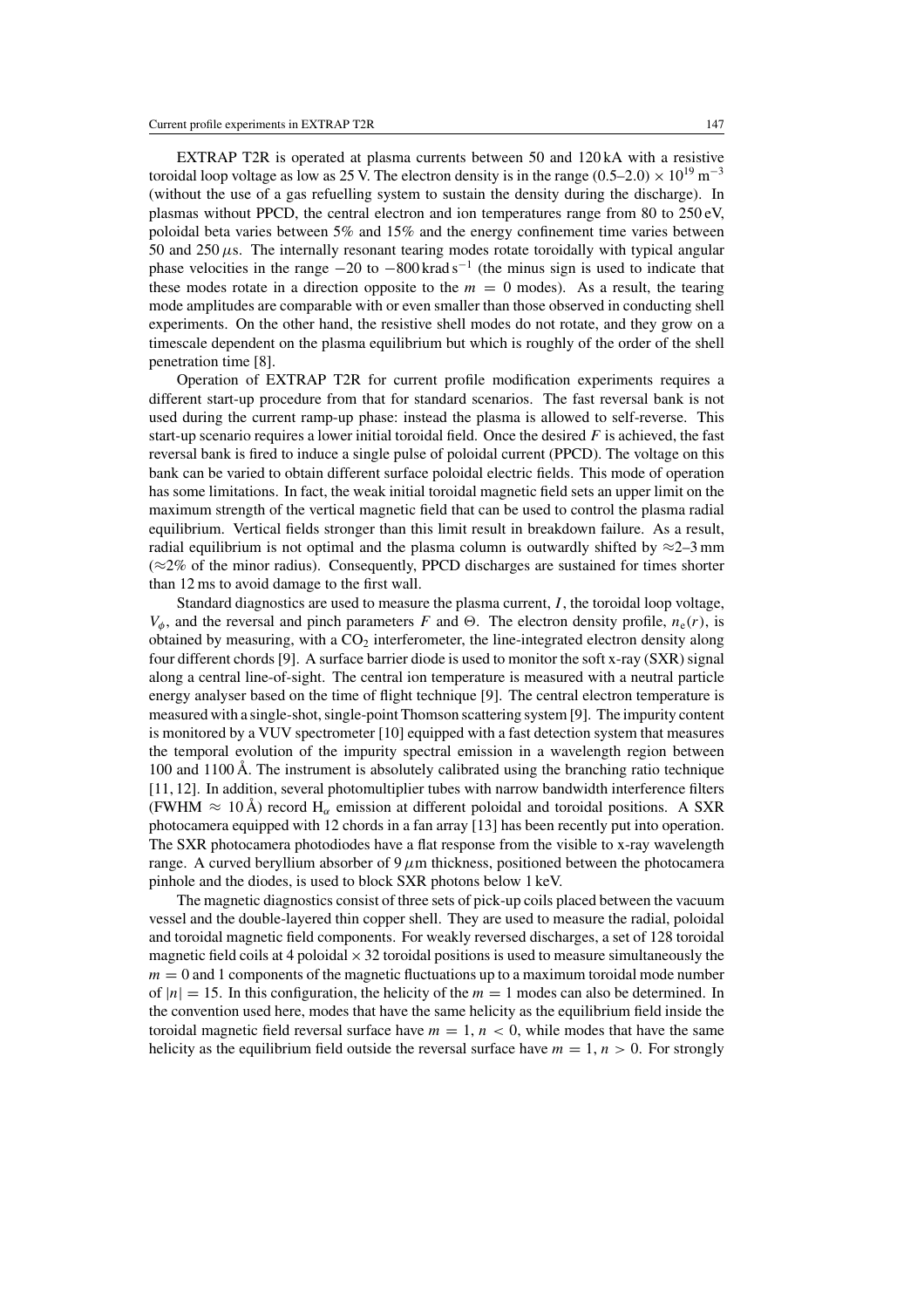EXTRAP T2R is operated at plasma currents between 50 and 120 kA with a resistive toroidal loop voltage as low as 25 V. The electron density is in the range $(0.5\text{–}2.0) \times 10^{19}\,\mathrm{m}^{-3}$ (without the use of a gas refuelling system to sustain the density during the discharge). In plasmas without PPCD, the central electron and ion temperatures range from 80 to 250 eV, poloidal beta varies between 5% and 15% and the energy confinement time varies between 50 and 250 $\mu$s. The internally resonant tearing modes rotate toroidally with typical angular phase velocities in the range $-20$ to $-800\,\mathrm{krad\,s^{-1}}$ (the minus sign is used to indicate that these modes rotate in a direction opposite to the $m = 0$ modes). As a result, the tearing mode amplitudes are comparable with or even smaller than those observed in conducting shell experiments. On the other hand, the resistive shell modes do not rotate, and they grow on a timescale dependent on the plasma equilibrium but which is roughly of the order of the shell penetration time [8].

Operation of EXTRAP T2R for current profile modification experiments requires a different start-up procedure from that for standard scenarios. The fast reversal bank is not used during the current ramp-up phase: instead the plasma is allowed to self-reverse. This start-up scenario requires a lower initial toroidal field. Once the desired $F$ is achieved, the fast reversal bank is fired to induce a single pulse of poloidal current (PPCD). The voltage on this bank can be varied to obtain different surface poloidal electric fields. This mode of operation has some limitations. In fact, the weak initial toroidal magnetic field sets an upper limit on the maximum strength of the vertical magnetic field that can be used to control the plasma radial equilibrium. Vertical fields stronger than this limit result in breakdown failure. As a result, radial equilibrium is not optimal and the plasma column is outwardly shifted by $\approx$2–3 mm ($\approx$2% of the minor radius). Consequently, PPCD discharges are sustained for times shorter than 12 ms to avoid damage to the first wall.

Standard diagnostics are used to measure the plasma current, $I$, the toroidal loop voltage, $V_\phi$, and the reversal and pinch parameters $F$ and $\Theta$. The electron density profile, $n_e(r)$, is obtained by measuring, with a $CO_2$ interferometer, the line-integrated electron density along four different chords [9]. A surface barrier diode is used to monitor the soft x-ray (SXR) signal along a central line-of-sight. The central ion temperature is measured with a neutral particle energy analyser based on the time of flight technique [9]. The central electron temperature is measured with a single-shot, single-point Thomson scattering system [9]. The impurity content is monitored by a VUV spectrometer [10] equipped with a fast detection system that measures the temporal evolution of the impurity spectral emission in a wavelength region between 100 and 1100 Å. The instrument is absolutely calibrated using the branching ratio technique [11, 12]. In addition, several photomultiplier tubes with narrow bandwidth interference filters (FWHM $\approx$ 10 Å) record $H_\alpha$ emission at different poloidal and toroidal positions. A SXR photocamera equipped with 12 chords in a fan array [13] has been recently put into operation. The SXR photocamera photodiodes have a flat response from the visible to x-ray wavelength range. A curved beryllium absorber of 9 $\mu$m thickness, positioned between the photocamera pinhole and the diodes, is used to block SXR photons below 1 keV.

The magnetic diagnostics consist of three sets of pick-up coils placed between the vacuum vessel and the double-layered thin copper shell. They are used to measure the radial, poloidal and toroidal magnetic field components. For weakly reversed discharges, a set of 128 toroidal magnetic field coils at 4 poloidal $\times$ 32 toroidal positions is used to measure simultaneously the $m = 0$ and 1 components of the magnetic fluctuations up to a maximum toroidal mode number of $|n| = 15$. In this configuration, the helicity of the $m = 1$ modes can also be determined. In the convention used here, modes that have the same helicity as the equilibrium field inside the toroidal magnetic field reversal surface have $m = 1$, $n < 0$, while modes that have the same helicity as the equilibrium field outside the reversal surface have $m = 1$, $n > 0$. For strongly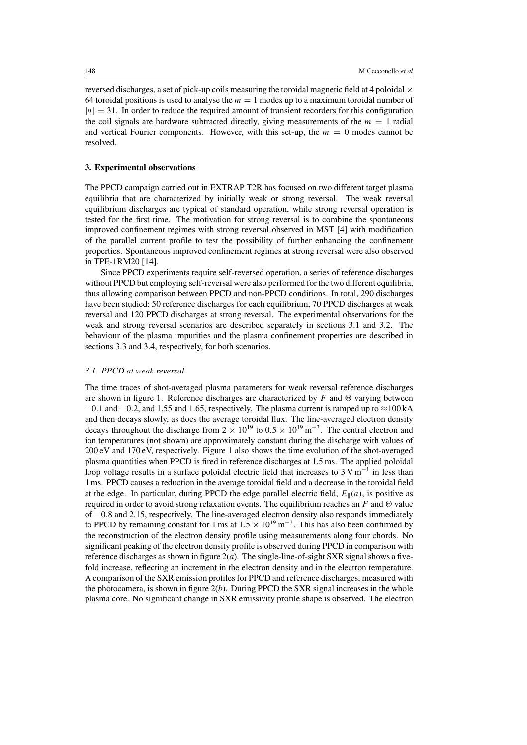reversed discharges, a set of pick-up coils measuring the toroidal magnetic field at 4 poloidal × 64 toroidal positions is used to analyse the $m = 1$ modes up to a maximum toroidal number of $|n| = 31$. In order to reduce the required amount of transient recorders for this configuration the coil signals are hardware subtracted directly, giving measurements of the $m = 1$ radial and vertical Fourier components. However, with this set-up, the $m = 0$ modes cannot be resolved.

## 3. Experimental observations

The PPCD campaign carried out in EXTRAP T2R has focused on two different target plasma equilibria that are characterized by initially weak or strong reversal. The weak reversal equilibrium discharges are typical of standard operation, while strong reversal operation is tested for the first time. The motivation for strong reversal is to combine the spontaneous improved confinement regimes with strong reversal observed in MST [4] with modification of the parallel current profile to test the possibility of further enhancing the confinement properties. Spontaneous improved confinement regimes at strong reversal were also observed in TPE-1RM20 [14].

Since PPCD experiments require self-reversed operation, a series of reference discharges without PPCD but employing self-reversal were also performed for the two different equilibria, thus allowing comparison between PPCD and non-PPCD conditions. In total, 290 discharges have been studied: 50 reference discharges for each equilibrium, 70 PPCD discharges at weak reversal and 120 PPCD discharges at strong reversal. The experimental observations for the weak and strong reversal scenarios are described separately in sections 3.1 and 3.2. The behaviour of the plasma impurities and the plasma confinement properties are described in sections 3.3 and 3.4, respectively, for both scenarios.

### *3.1. PPCD at weak reversal*

The time traces of shot-averaged plasma parameters for weak reversal reference discharges are shown in figure 1. Reference discharges are characterized by $F$ and $\Theta$ varying between $-0.1$ and $-0.2$, and 1.55 and 1.65, respectively. The plasma current is ramped up to ≈100 kA and then decays slowly, as does the average toroidal flux. The line-averaged electron density decays throughout the discharge from $2 \times 10^{19}$ to $0.5 \times 10^{19}\,\mathrm{m^{-3}}$. The central electron and ion temperatures (not shown) are approximately constant during the discharge with values of 200 eV and 170 eV, respectively. Figure 1 also shows the time evolution of the shot-averaged plasma quantities when PPCD is fired in reference discharges at 1.5 ms. The applied poloidal loop voltage results in a surface poloidal electric field that increases to $3\,\mathrm{V\,m^{-1}}$ in less than 1 ms. PPCD causes a reduction in the average toroidal field and a decrease in the toroidal field at the edge. In particular, during PPCD the edge parallel electric field, $E_{\parallel}(a)$, is positive as required in order to avoid strong relaxation events. The equilibrium reaches an $F$ and $\Theta$ value of $-0.8$ and 2.15, respectively. The line-averaged electron density also responds immediately to PPCD by remaining constant for 1 ms at $1.5 \times 10^{19}\,\mathrm{m^{-3}}$. This has also been confirmed by the reconstruction of the electron density profile using measurements along four chords. No significant peaking of the electron density profile is observed during PPCD in comparison with reference discharges as shown in figure 2(*a*). The single-line-of-sight SXR signal shows a five-fold increase, reflecting an increment in the electron density and in the electron temperature. A comparison of the SXR emission profiles for PPCD and reference discharges, measured with the photocamera, is shown in figure 2(*b*). During PPCD the SXR signal increases in the whole plasma core. No significant change in SXR emissivity profile shape is observed. The electron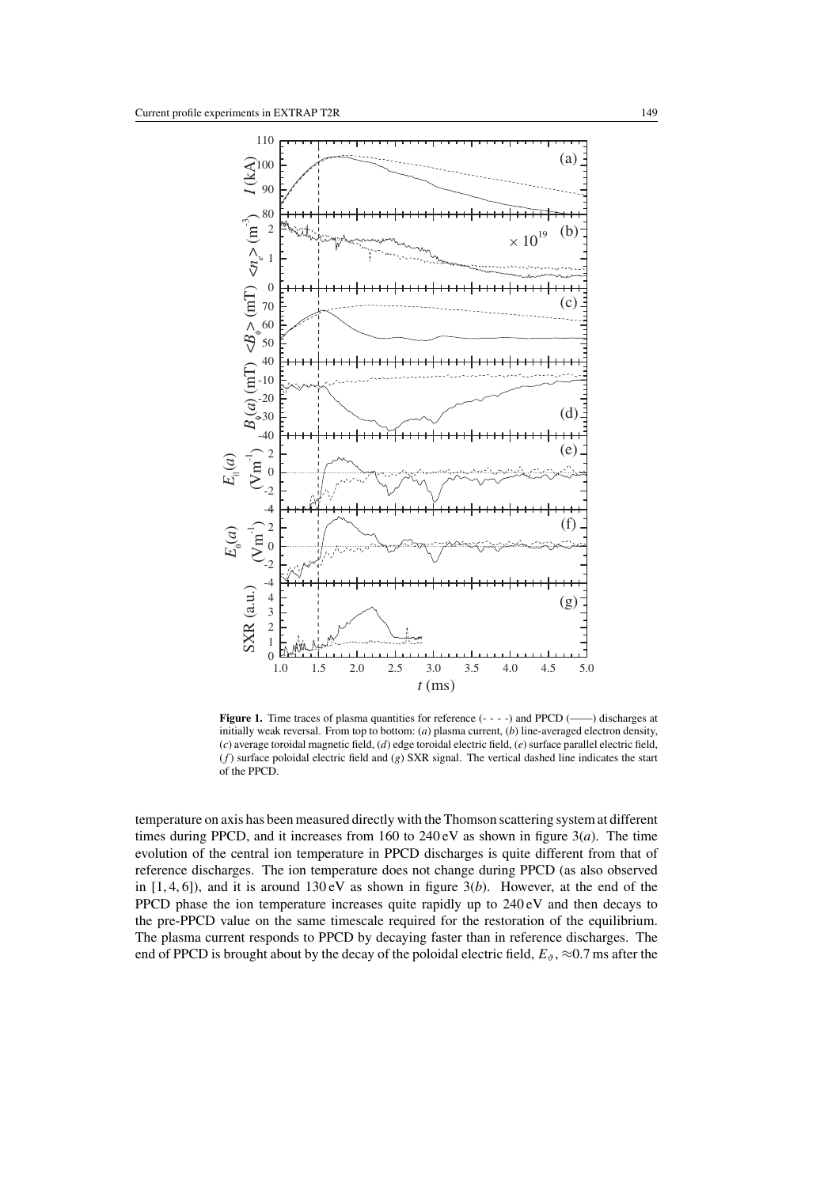**Figure 1.** Time traces of plasma quantities for reference (- - - -) and PPCD (——) discharges at initially weak reversal. From top to bottom: (*a*) plasma current, (*b*) line-averaged electron density, (*c*) average toroidal magnetic field, (*d*) edge toroidal electric field, (*e*) surface parallel electric field, (*f*) surface poloidal electric field and (*g*) SXR signal. The vertical dashed line indicates the start of the PPCD.

temperature on axis has been measured directly with the Thomson scattering system at different times during PPCD, and it increases from 160 to 240 eV as shown in figure 3(*a*). The time evolution of the central ion temperature in PPCD discharges is quite different from that of reference discharges. The ion temperature does not change during PPCD (as also observed in [1, 4, 6]), and it is around 130 eV as shown in figure 3(*b*). However, at the end of the PPCD phase the ion temperature increases quite rapidly up to 240 eV and then decays to the pre-PPCD value on the same timescale required for the restoration of the equilibrium. The plasma current responds to PPCD by decaying faster than in reference discharges. The end of PPCD is brought about by the decay of the poloidal electric field, $E_\vartheta$, ≈0.7 ms after the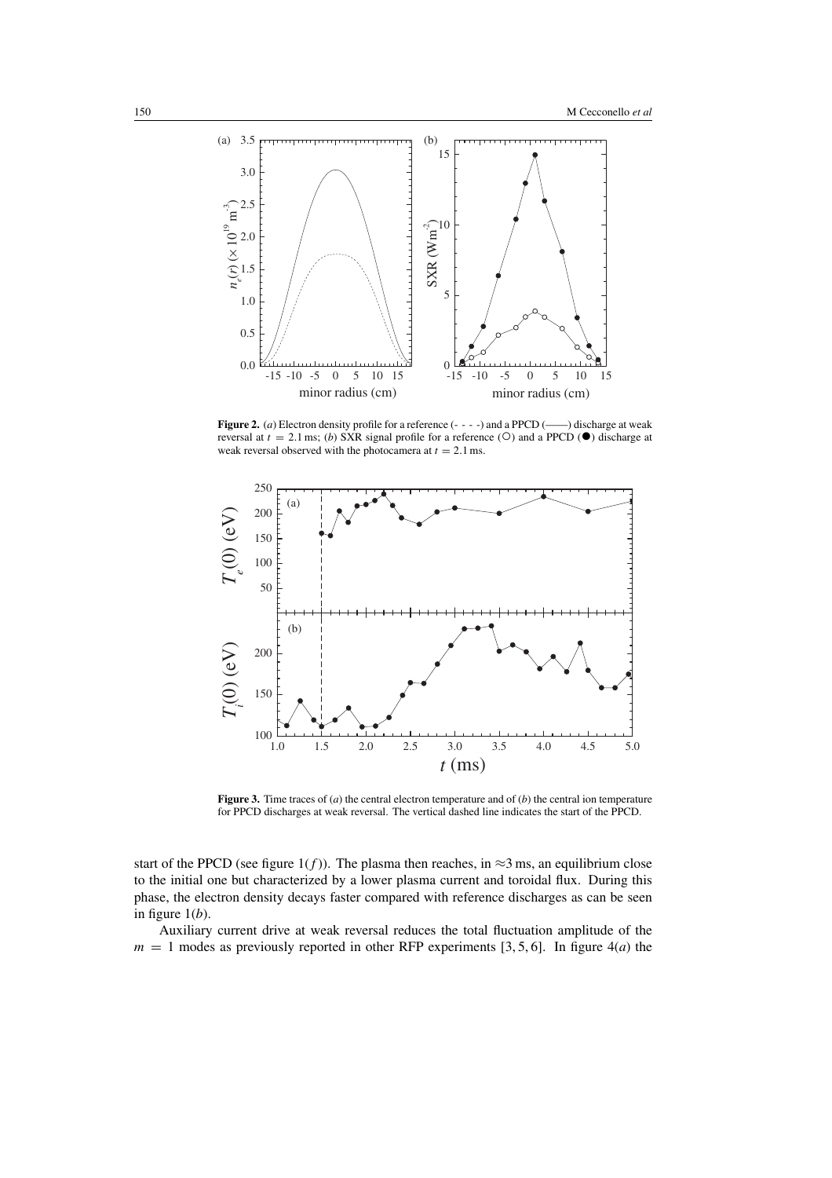**Figure 2.** (*a*) Electron density profile for a reference (- - - -) and a PPCD (——) discharge at weak reversal at $t = 2.1$ ms; (*b*) SXR signal profile for a reference (○) and a PPCD (●) discharge at weak reversal observed with the photocamera at $t = 2.1$ ms.

**Figure 3.** Time traces of (*a*) the central electron temperature and of (*b*) the central ion temperature for PPCD discharges at weak reversal. The vertical dashed line indicates the start of the PPCD.

start of the PPCD (see figure 1(*f*)). The plasma then reaches, in ≈3 ms, an equilibrium close to the initial one but characterized by a lower plasma current and toroidal flux. During this phase, the electron density decays faster compared with reference discharges as can be seen in figure 1(*b*).

Auxiliary current drive at weak reversal reduces the total fluctuation amplitude of the $m = 1$ modes as previously reported in other RFP experiments [3, 5, 6]. In figure 4(*a*) the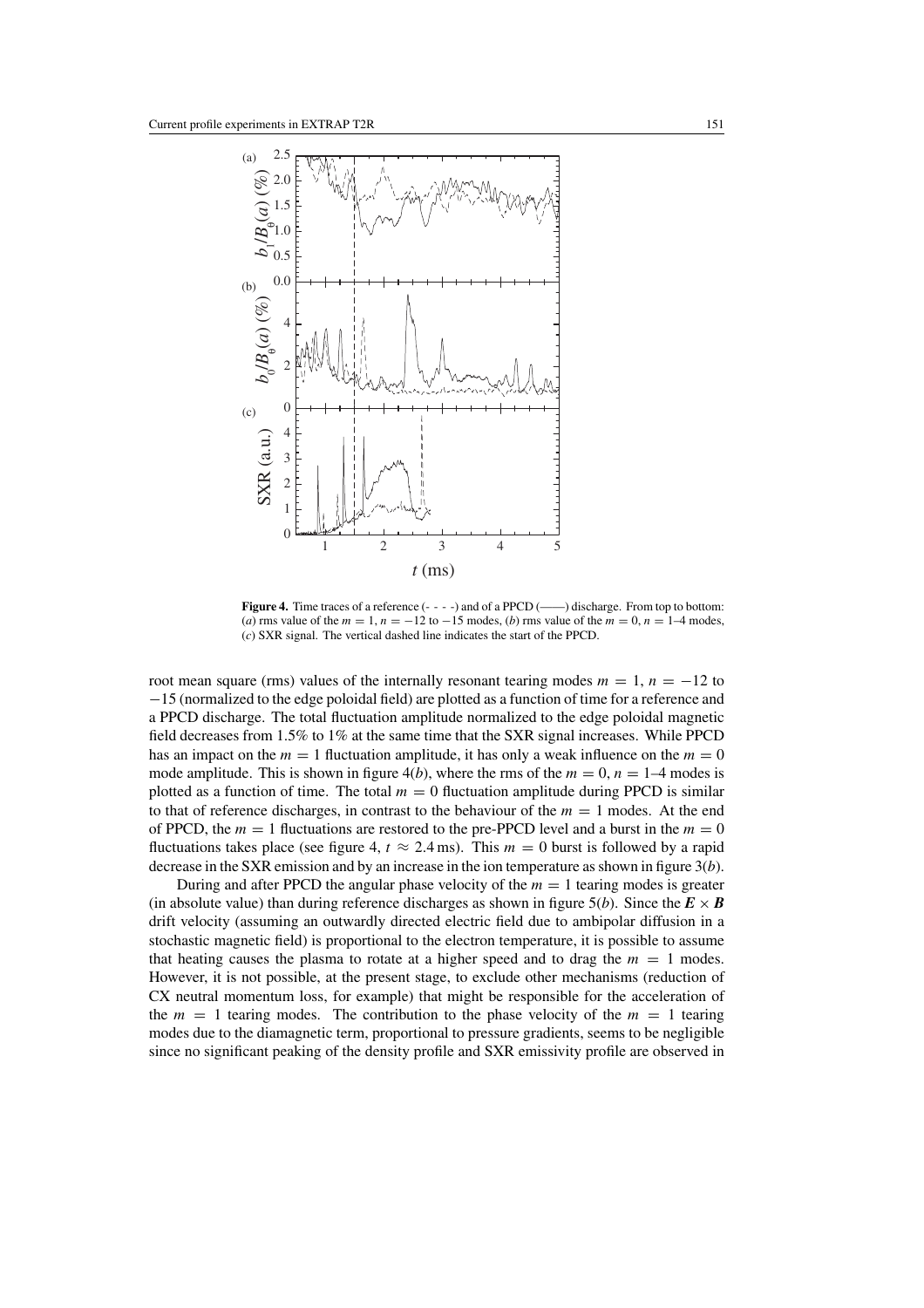**Figure 4.** Time traces of a reference (- - - -) and of a PPCD (——) discharge. From top to bottom: (*a*) rms value of the $m = 1$, $n = -12$ to $-15$ modes, (*b*) rms value of the $m = 0$, $n = 1$–4 modes, (*c*) SXR signal. The vertical dashed line indicates the start of the PPCD.

root mean square (rms) values of the internally resonant tearing modes $m = 1$, $n = -12$ to $-15$ (normalized to the edge poloidal field) are plotted as a function of time for a reference and a PPCD discharge. The total fluctuation amplitude normalized to the edge poloidal magnetic field decreases from 1.5% to 1% at the same time that the SXR signal increases. While PPCD has an impact on the $m = 1$ fluctuation amplitude, it has only a weak influence on the $m = 0$ mode amplitude. This is shown in figure 4(*b*), where the rms of the $m = 0$, $n = 1$–4 modes is plotted as a function of time. The total $m = 0$ fluctuation amplitude during PPCD is similar to that of reference discharges, in contrast to the behaviour of the $m = 1$ modes. At the end of PPCD, the $m = 1$ fluctuations are restored to the pre-PPCD level and a burst in the $m = 0$ fluctuations takes place (see figure 4, $t \approx 2.4$ ms). This $m = 0$ burst is followed by a rapid decrease in the SXR emission and by an increase in the ion temperature as shown in figure 3(*b*).

During and after PPCD the angular phase velocity of the $m = 1$ tearing modes is greater (in absolute value) than during reference discharges as shown in figure 5(*b*). Since the $\boldsymbol{E} \times \boldsymbol{B}$ drift velocity (assuming an outwardly directed electric field due to ambipolar diffusion in a stochastic magnetic field) is proportional to the electron temperature, it is possible to assume that heating causes the plasma to rotate at a higher speed and to drag the $m = 1$ modes. However, it is not possible, at the present stage, to exclude other mechanisms (reduction of CX neutral momentum loss, for example) that might be responsible for the acceleration of the $m = 1$ tearing modes. The contribution to the phase velocity of the $m = 1$ tearing modes due to the diamagnetic term, proportional to pressure gradients, seems to be negligible since no significant peaking of the density profile and SXR emissivity profile are observed in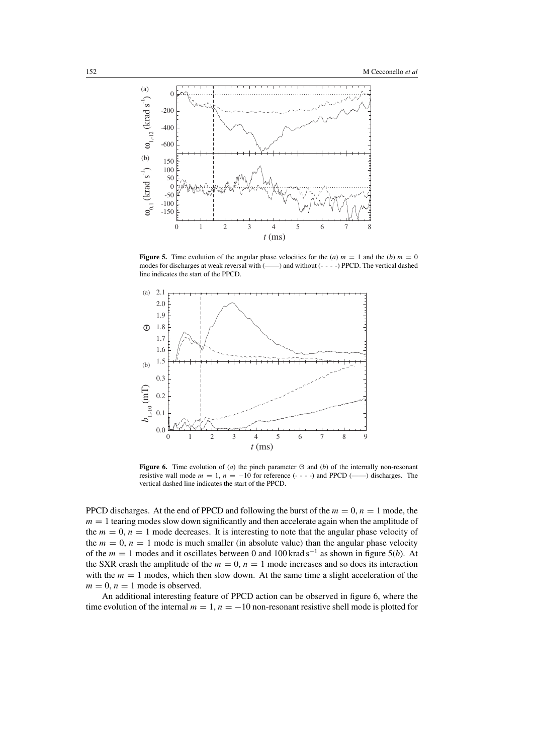**Figure 5.** Time evolution of the angular phase velocities for the (*a*) $m = 1$ and the (*b*) $m = 0$ modes for discharges at weak reversal with (——) and without (- - - -) PPCD. The vertical dashed line indicates the start of the PPCD.

**Figure 6.** Time evolution of (*a*) the pinch parameter $\Theta$ and (*b*) of the internally non-resonant resistive wall mode $m = 1$, $n = -10$ for reference (- - - -) and PPCD (——) discharges. The vertical dashed line indicates the start of the PPCD.

PPCD discharges. At the end of PPCD and following the burst of the $m = 0, n = 1$ mode, the $m = 1$ tearing modes slow down significantly and then accelerate again when the amplitude of the $m = 0, n = 1$ mode decreases. It is interesting to note that the angular phase velocity of the $m = 0, n = 1$ mode is much smaller (in absolute value) than the angular phase velocity of the $m = 1$ modes and it oscillates between 0 and 100 krad s$^{-1}$ as shown in figure 5(*b*). At the SXR crash the amplitude of the $m = 0, n = 1$ mode increases and so does its interaction with the $m = 1$ modes, which then slow down. At the same time a slight acceleration of the $m = 0, n = 1$ mode is observed.

An additional interesting feature of PPCD action can be observed in figure 6, where the time evolution of the internal $m = 1, n = -10$ non-resonant resistive shell mode is plotted for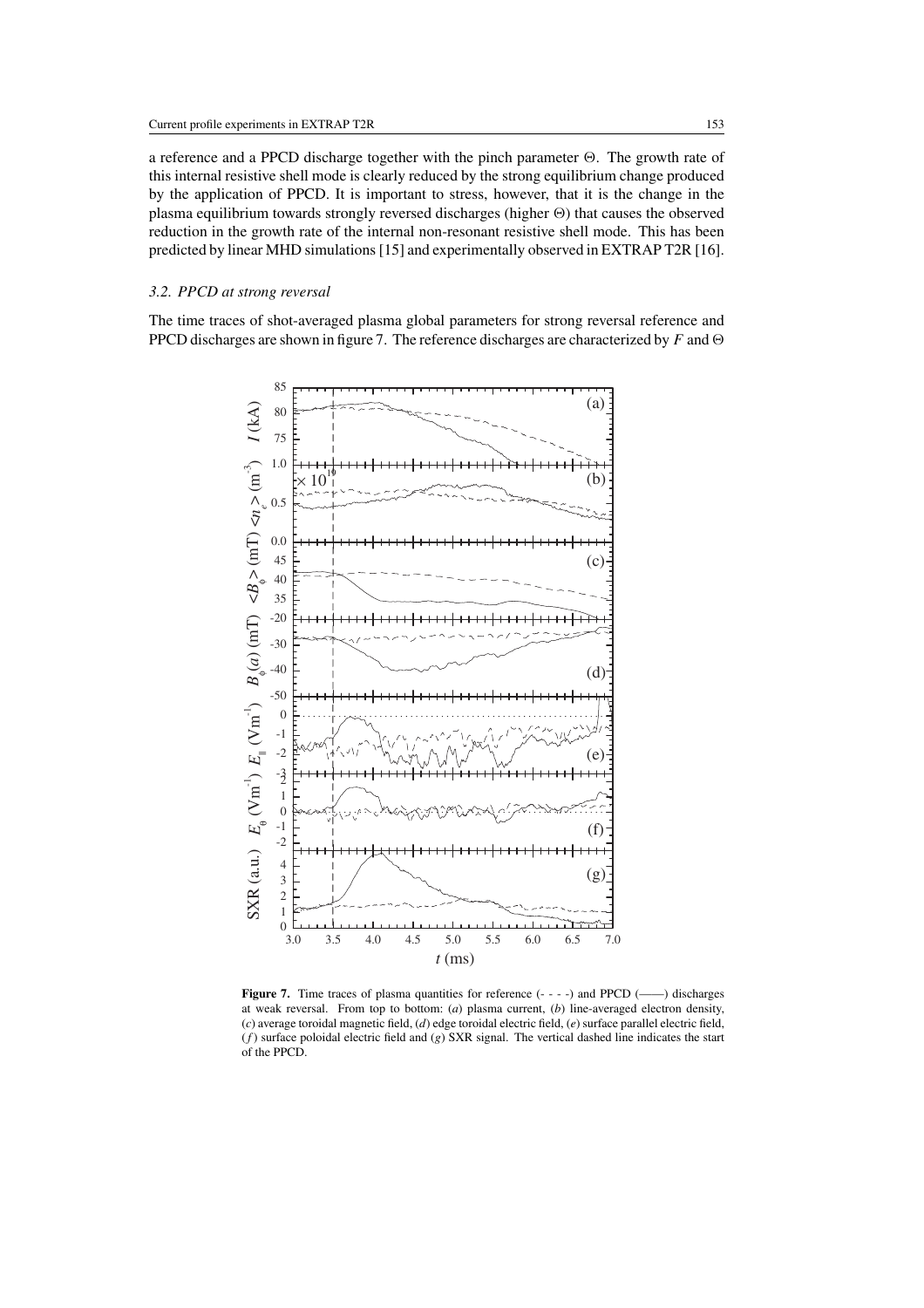a reference and a PPCD discharge together with the pinch parameter $\Theta$. The growth rate of this internal resistive shell mode is clearly reduced by the strong equilibrium change produced by the application of PPCD. It is important to stress, however, that it is the change in the plasma equilibrium towards strongly reversed discharges (higher $\Theta$) that causes the observed reduction in the growth rate of the internal non-resonant resistive shell mode. This has been predicted by linear MHD simulations [15] and experimentally observed in EXTRAP T2R [16].

### *3.2. PPCD at strong reversal*

The time traces of shot-averaged plasma global parameters for strong reversal reference and PPCD discharges are shown in figure 7. The reference discharges are characterized by $F$ and $\Theta$

**Figure 7.** Time traces of plasma quantities for reference (- - - -) and PPCD (——) discharges at weak reversal. From top to bottom: (*a*) plasma current, (*b*) line-averaged electron density, (*c*) average toroidal magnetic field, (*d*) edge toroidal electric field, (*e*) surface parallel electric field, (*f*) surface poloidal electric field and (*g*) SXR signal. The vertical dashed line indicates the start of the PPCD.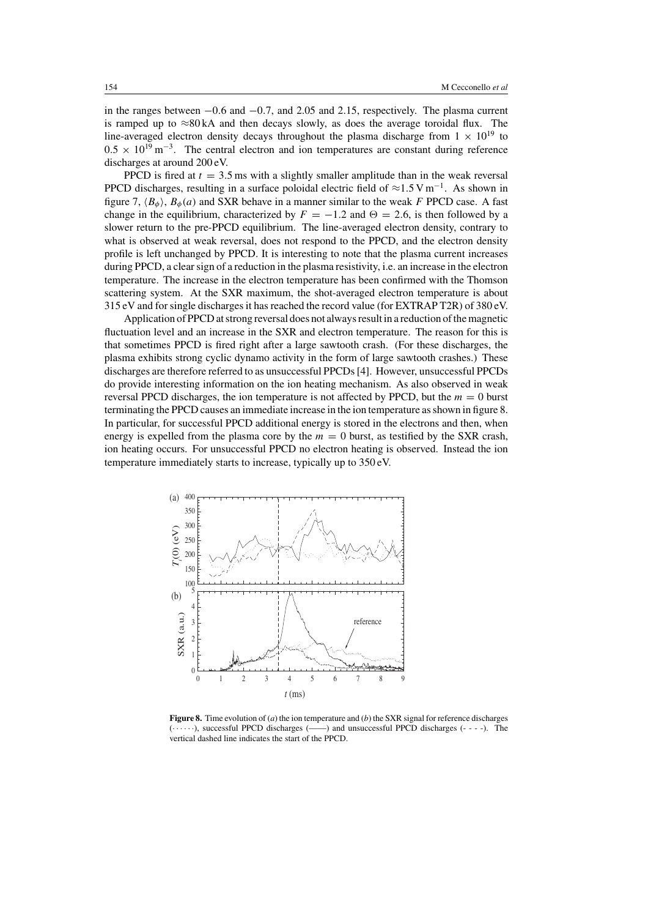in the ranges between −0.6 and −0.7, and 2.05 and 2.15, respectively. The plasma current is ramped up to ≈80 kA and then decays slowly, as does the average toroidal flux. The line-averaged electron density decays throughout the plasma discharge from $1 \times 10^{19}$ to $0.5 \times 10^{19}\,\mathrm{m}^{-3}$. The central electron and ion temperatures are constant during reference discharges at around 200 eV.

PPCD is fired at $t = 3.5$ ms with a slightly smaller amplitude than in the weak reversal PPCD discharges, resulting in a surface poloidal electric field of $\approx 1.5\,\mathrm{V\,m}^{-1}$. As shown in figure 7, $\langle B_\phi \rangle$, $B_\phi(a)$ and SXR behave in a manner similar to the weak $F$ PPCD case. A fast change in the equilibrium, characterized by $F = -1.2$ and $\Theta = 2.6$, is then followed by a slower return to the pre-PPCD equilibrium. The line-averaged electron density, contrary to what is observed at weak reversal, does not respond to the PPCD, and the electron density profile is left unchanged by PPCD. It is interesting to note that the plasma current increases during PPCD, a clear sign of a reduction in the plasma resistivity, i.e. an increase in the electron temperature. The increase in the electron temperature has been confirmed with the Thomson scattering system. At the SXR maximum, the shot-averaged electron temperature is about 315 eV and for single discharges it has reached the record value (for EXTRAP T2R) of 380 eV.

Application of PPCD at strong reversal does not always result in a reduction of the magnetic fluctuation level and an increase in the SXR and electron temperature. The reason for this is that sometimes PPCD is fired right after a large sawtooth crash. (For these discharges, the plasma exhibits strong cyclic dynamo activity in the form of large sawtooth crashes.) These discharges are therefore referred to as unsuccessful PPCDs [4]. However, unsuccessful PPCDs do provide interesting information on the ion heating mechanism. As also observed in weak reversal PPCD discharges, the ion temperature is not affected by PPCD, but the $m = 0$ burst terminating the PPCD causes an immediate increase in the ion temperature as shown in figure 8. In particular, for successful PPCD additional energy is stored in the electrons and then, when energy is expelled from the plasma core by the $m = 0$ burst, as testified by the SXR crash, ion heating occurs. For unsuccessful PPCD no electron heating is observed. Instead the ion temperature immediately starts to increase, typically up to 350 eV.

**Figure 8.** Time evolution of (*a*) the ion temperature and (*b*) the SXR signal for reference discharges (······), successful PPCD discharges (——) and unsuccessful PPCD discharges (- - - -). The vertical dashed line indicates the start of the PPCD.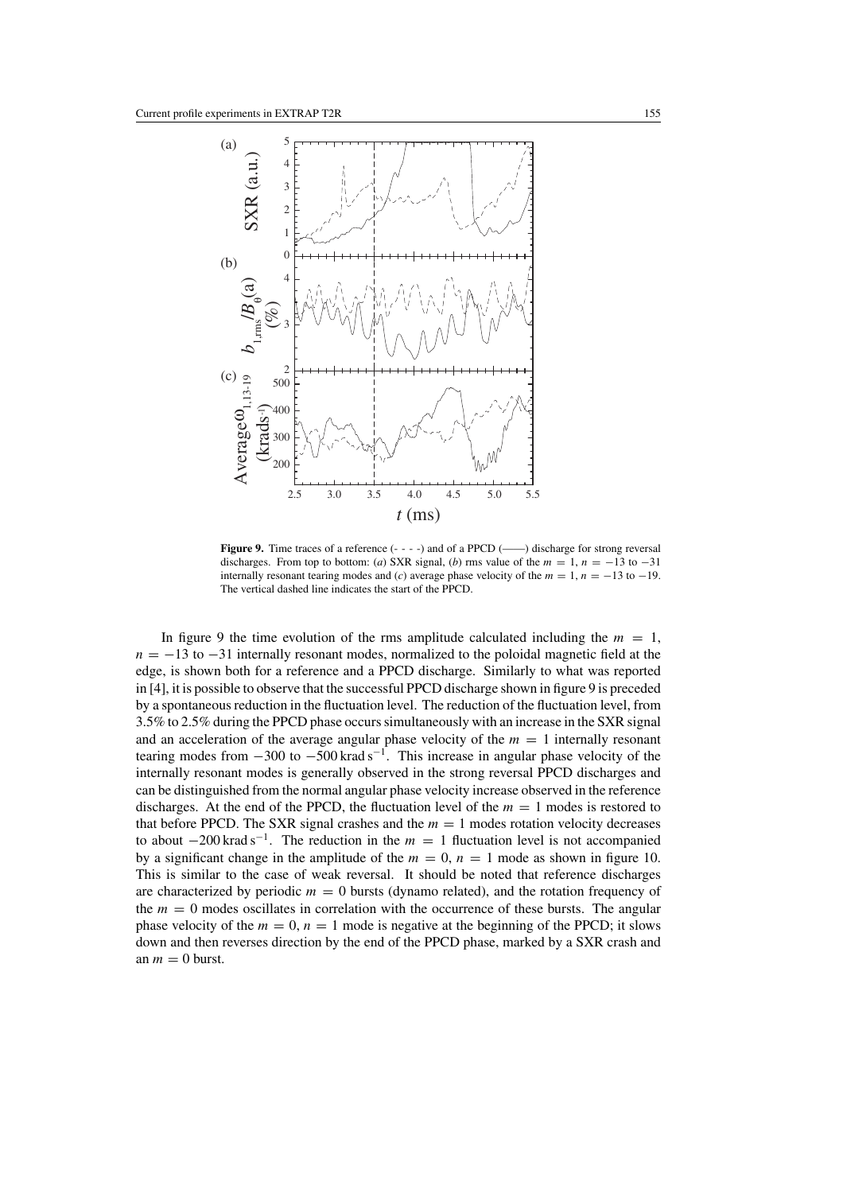**Figure 9.** Time traces of a reference (- - - -) and of a PPCD (——) discharge for strong reversal discharges. From top to bottom: (*a*) SXR signal, (*b*) rms value of the $m = 1$, $n = -13$ to $-31$ internally resonant tearing modes and (*c*) average phase velocity of the $m = 1$, $n = -13$ to $-19$. The vertical dashed line indicates the start of the PPCD.

In figure 9 the time evolution of the rms amplitude calculated including the $m = 1$, $n = -13$ to $-31$ internally resonant modes, normalized to the poloidal magnetic field at the edge, is shown both for a reference and a PPCD discharge. Similarly to what was reported in [4], it is possible to observe that the successful PPCD discharge shown in figure 9 is preceded by a spontaneous reduction in the fluctuation level. The reduction of the fluctuation level, from 3.5% to 2.5% during the PPCD phase occurs simultaneously with an increase in the SXR signal and an acceleration of the average angular phase velocity of the $m = 1$ internally resonant tearing modes from $-300$ to $-500\,\mathrm{krad\,s^{-1}}$. This increase in angular phase velocity of the internally resonant modes is generally observed in the strong reversal PPCD discharges and can be distinguished from the normal angular phase velocity increase observed in the reference discharges. At the end of the PPCD, the fluctuation level of the $m = 1$ modes is restored to that before PPCD. The SXR signal crashes and the $m = 1$ modes rotation velocity decreases to about $-200\,\mathrm{krad\,s^{-1}}$. The reduction in the $m = 1$ fluctuation level is not accompanied by a significant change in the amplitude of the $m = 0$, $n = 1$ mode as shown in figure 10. This is similar to the case of weak reversal. It should be noted that reference discharges are characterized by periodic $m = 0$ bursts (dynamo related), and the rotation frequency of the $m = 0$ modes oscillates in correlation with the occurrence of these bursts. The angular phase velocity of the $m = 0$, $n = 1$ mode is negative at the beginning of the PPCD; it slows down and then reverses direction by the end of the PPCD phase, marked by a SXR crash and an $m = 0$ burst.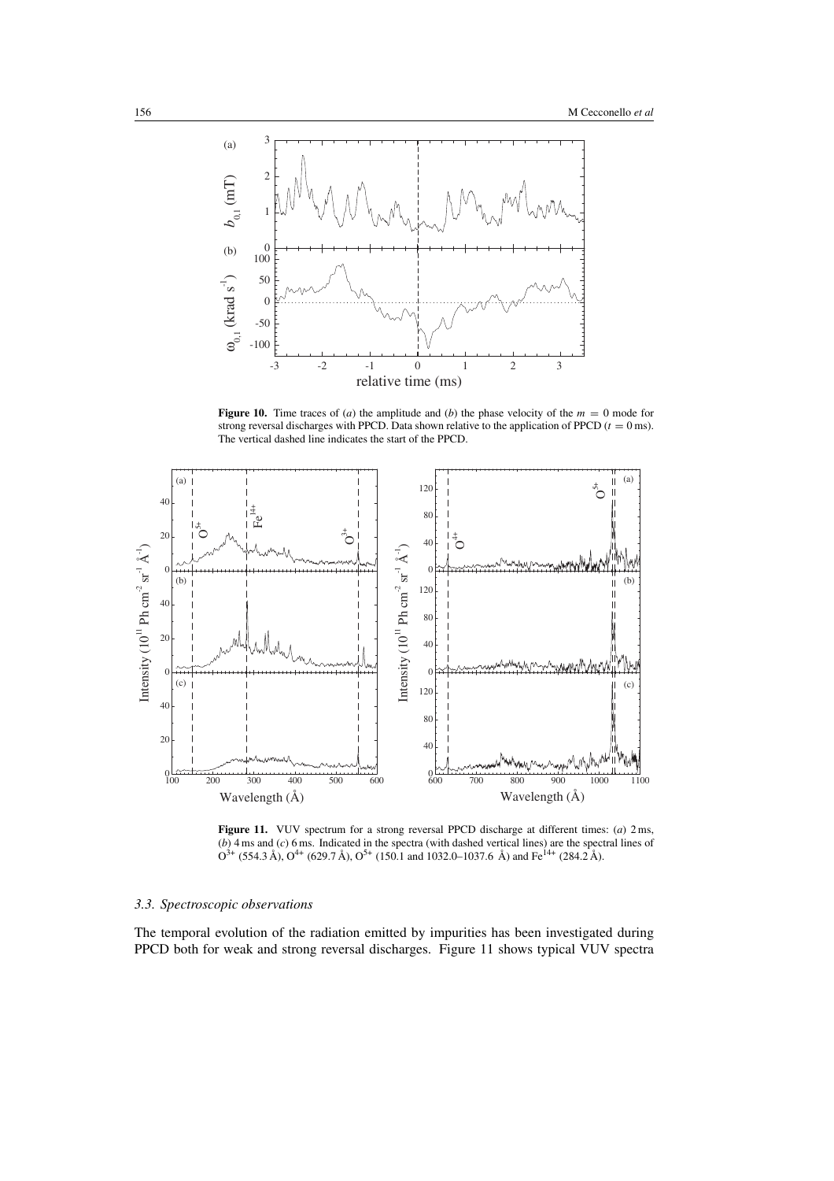**Figure 10.** Time traces of (*a*) the amplitude and (*b*) the phase velocity of the $m = 0$ mode for strong reversal discharges with PPCD. Data shown relative to the application of PPCD ($t = 0$ ms). The vertical dashed line indicates the start of the PPCD.

**Figure 11.** VUV spectrum for a strong reversal PPCD discharge at different times: (*a*) 2 ms, (*b*) 4 ms and (*c*) 6 ms. Indicated in the spectra (with dashed vertical lines) are the spectral lines of $O^{3+}$ (554.3 Å), $O^{4+}$ (629.7 Å), $O^{5+}$ (150.1 and 1032.0–1037.6 Å) and $Fe^{14+}$ (284.2 Å).

### 3.3. Spectroscopic observations

The temporal evolution of the radiation emitted by impurities has been investigated during PPCD both for weak and strong reversal discharges. Figure 11 shows typical VUV spectra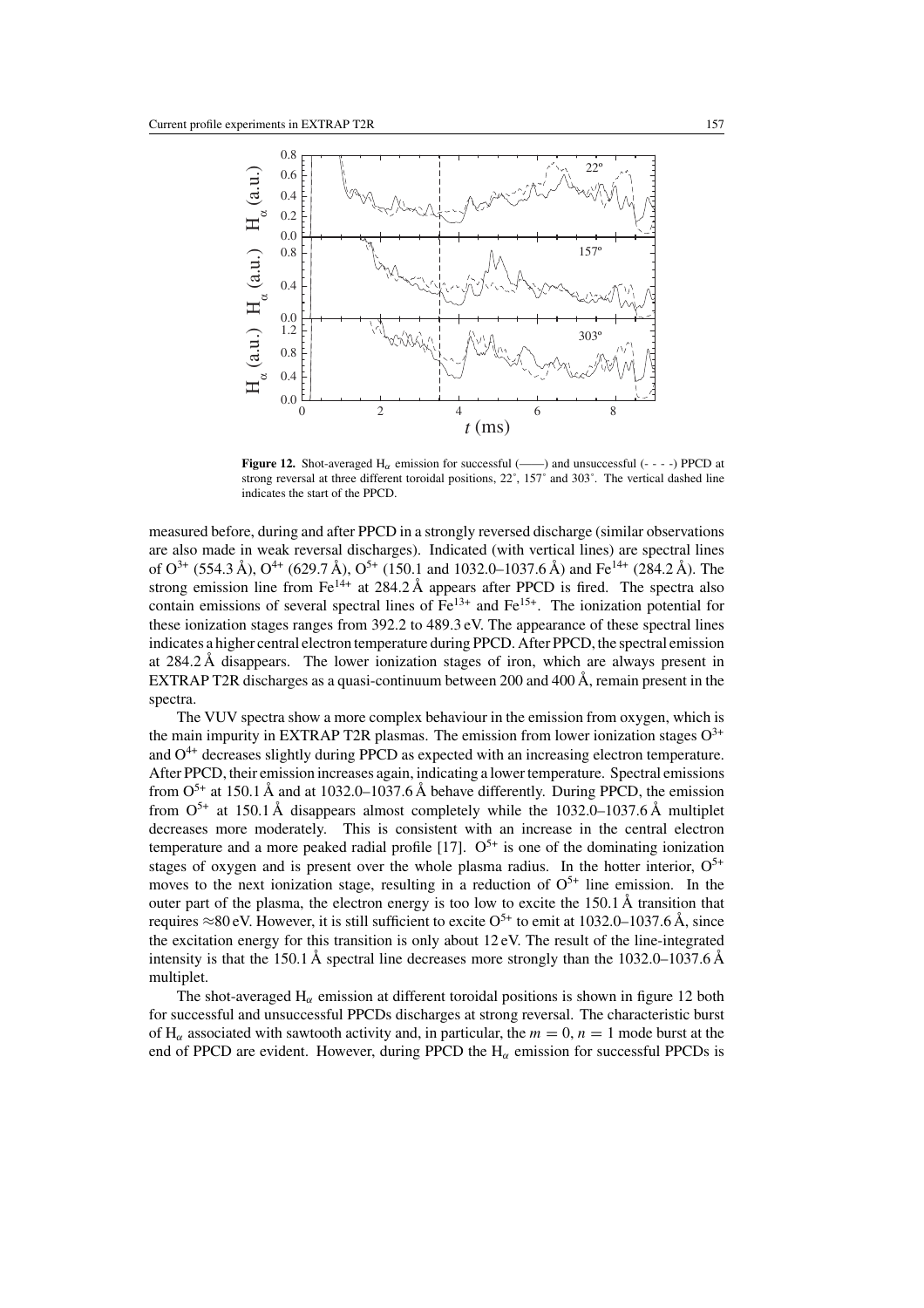**Figure 12.** Shot-averaged $H_\alpha$ emission for successful (——) and unsuccessful (- - - -) PPCD at strong reversal at three different toroidal positions, 22°, 157° and 303°. The vertical dashed line indicates the start of the PPCD.

measured before, during and after PPCD in a strongly reversed discharge (similar observations are also made in weak reversal discharges). Indicated (with vertical lines) are spectral lines of $O^{3+}$ (554.3 Å), $O^{4+}$ (629.7 Å), $O^{5+}$ (150.1 and 1032.0–1037.6 Å) and $Fe^{14+}$ (284.2 Å). The strong emission line from $Fe^{14+}$ at 284.2 Å appears after PPCD is fired. The spectra also contain emissions of several spectral lines of $Fe^{13+}$ and $Fe^{15+}$. The ionization potential for these ionization stages ranges from 392.2 to 489.3 eV. The appearance of these spectral lines indicates a higher central electron temperature during PPCD. After PPCD, the spectral emission at 284.2 Å disappears. The lower ionization stages of iron, which are always present in EXTRAP T2R discharges as a quasi-continuum between 200 and 400 Å, remain present in the spectra.

The VUV spectra show a more complex behaviour in the emission from oxygen, which is the main impurity in EXTRAP T2R plasmas. The emission from lower ionization stages $O^{3+}$ and $O^{4+}$ decreases slightly during PPCD as expected with an increasing electron temperature. After PPCD, their emission increases again, indicating a lower temperature. Spectral emissions from $O^{5+}$ at 150.1 Å and at 1032.0–1037.6 Å behave differently. During PPCD, the emission from $O^{5+}$ at 150.1 Å disappears almost completely while the 1032.0–1037.6 Å multiplet decreases more moderately. This is consistent with an increase in the central electron temperature and a more peaked radial profile [17]. $O^{5+}$ is one of the dominating ionization stages of oxygen and is present over the whole plasma radius. In the hotter interior, $O^{5+}$ moves to the next ionization stage, resulting in a reduction of $O^{5+}$ line emission. In the outer part of the plasma, the electron energy is too low to excite the 150.1 Å transition that requires ≈80 eV. However, it is still sufficient to excite $O^{5+}$ to emit at 1032.0–1037.6 Å, since the excitation energy for this transition is only about 12 eV. The result of the line-integrated intensity is that the 150.1 Å spectral line decreases more strongly than the 1032.0–1037.6 Å multiplet.

The shot-averaged $H_\alpha$ emission at different toroidal positions is shown in figure 12 both for successful and unsuccessful PPCDs discharges at strong reversal. The characteristic burst of $H_\alpha$ associated with sawtooth activity and, in particular, the $m = 0$, $n = 1$ mode burst at the end of PPCD are evident. However, during PPCD the $H_\alpha$ emission for successful PPCDs is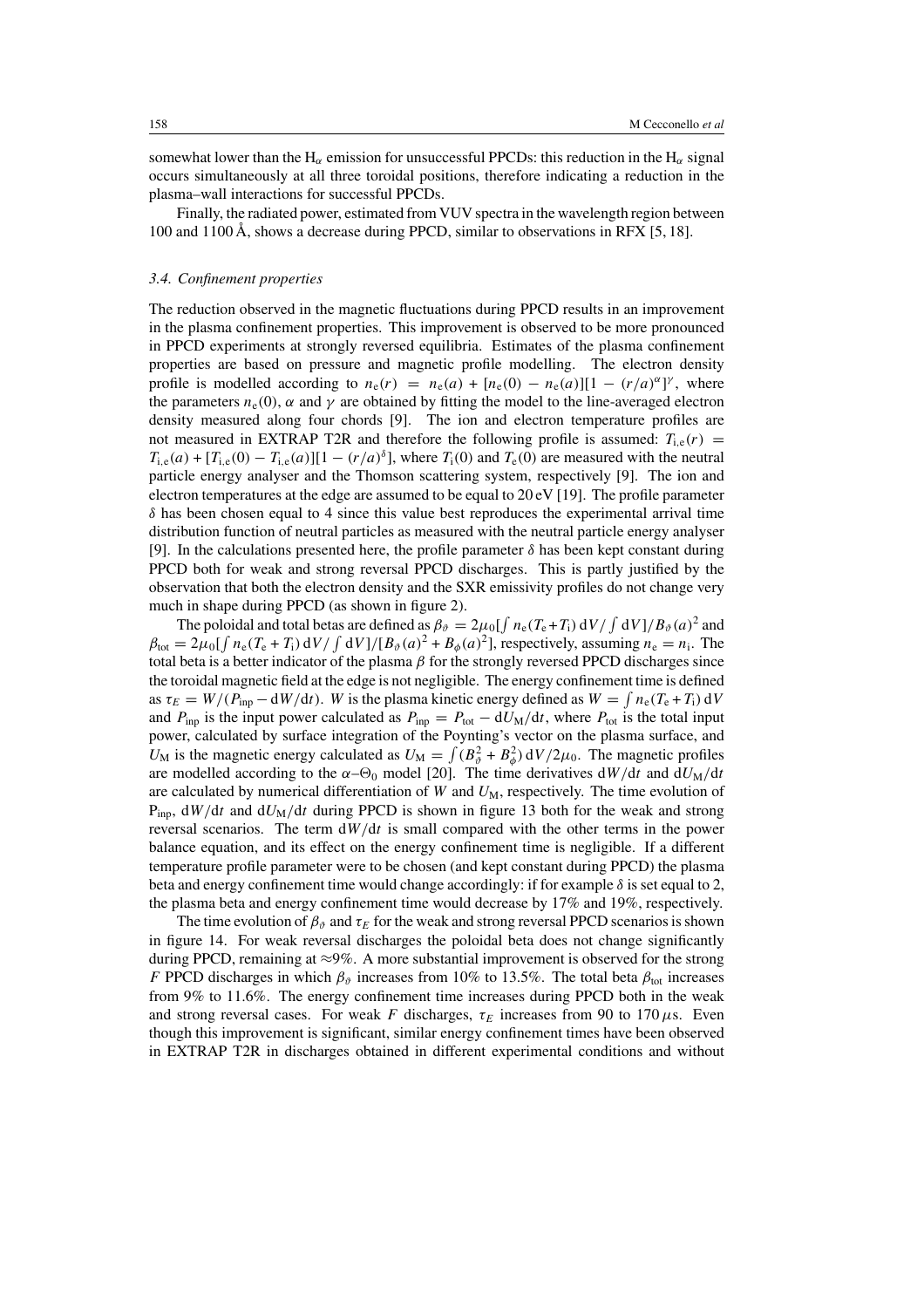somewhat lower than the $H_\alpha$ emission for unsuccessful PPCDs: this reduction in the $H_\alpha$ signal occurs simultaneously at all three toroidal positions, therefore indicating a reduction in the plasma–wall interactions for successful PPCDs.

Finally, the radiated power, estimated from VUV spectra in the wavelength region between 100 and 1100 Å, shows a decrease during PPCD, similar to observations in RFX [5, 18].

### *3.4. Confinement properties*

The reduction observed in the magnetic fluctuations during PPCD results in an improvement in the plasma confinement properties. This improvement is observed to be more pronounced in PPCD experiments at strongly reversed equilibria. Estimates of the plasma confinement properties are based on pressure and magnetic profile modelling. The electron density profile is modelled according to $n_e(r) = n_e(a) + [n_e(0) - n_e(a)][1 - (r/a)^\alpha]^\gamma$, where the parameters $n_e(0)$, $\alpha$ and $\gamma$ are obtained by fitting the model to the line-averaged electron density measured along four chords [9]. The ion and electron temperature profiles are not measured in EXTRAP T2R and therefore the following profile is assumed: $T_{i,e}(r) = T_{i,e}(a) + [T_{i,e}(0) - T_{i,e}(a)][1 - (r/a)^\delta]$, where $T_i(0)$ and $T_e(0)$ are measured with the neutral particle energy analyser and the Thomson scattering system, respectively [9]. The ion and electron temperatures at the edge are assumed to be equal to 20 eV [19]. The profile parameter $\delta$ has been chosen equal to 4 since this value best reproduces the experimental arrival time distribution function of neutral particles as measured with the neutral particle energy analyser [9]. In the calculations presented here, the profile parameter $\delta$ has been kept constant during PPCD both for weak and strong reversal PPCD discharges. This is partly justified by the observation that both the electron density and the SXR emissivity profiles do not change very much in shape during PPCD (as shown in figure 2).

The poloidal and total betas are defined as $\beta_\vartheta = 2\mu_0[\int n_e(T_e + T_i)\,dV/\int dV]/B_\vartheta(a)^2$ and $\beta_{tot} = 2\mu_0[\int n_e(T_e + T_i)\,dV/\int dV]/[B_\vartheta(a)^2 + B_\phi(a)^2]$, respectively, assuming $n_e = n_i$. The total beta is a better indicator of the plasma $\beta$ for the strongly reversed PPCD discharges since the toroidal magnetic field at the edge is not negligible. The energy confinement time is defined as $\tau_E = W/(P_{inp} - dW/dt)$. $W$ is the plasma kinetic energy defined as $W = \int n_e(T_e + T_i)\,dV$ and $P_{inp}$ is the input power calculated as $P_{inp} = P_{tot} - dU_M/dt$, where $P_{tot}$ is the total input power, calculated by surface integration of the Poynting's vector on the plasma surface, and $U_M$ is the magnetic energy calculated as $U_M = \int (B_\vartheta^2 + B_\phi^2)\,dV/2\mu_0$. The magnetic profiles are modelled according to the $\alpha$–$\Theta_0$ model [20]. The time derivatives $dW/dt$ and $dU_M/dt$ are calculated by numerical differentiation of $W$ and $U_M$, respectively. The time evolution of $P_{inp}$, $dW/dt$ and $dU_M/dt$ during PPCD is shown in figure 13 both for the weak and strong reversal scenarios. The term $dW/dt$ is small compared with the other terms in the power balance equation, and its effect on the energy confinement time is negligible. If a different temperature profile parameter were to be chosen (and kept constant during PPCD) the plasma beta and energy confinement time would change accordingly: if for example $\delta$ is set equal to 2, the plasma beta and energy confinement time would decrease by 17% and 19%, respectively.

The time evolution of $\beta_\vartheta$ and $\tau_E$ for the weak and strong reversal PPCD scenarios is shown in figure 14. For weak reversal discharges the poloidal beta does not change significantly during PPCD, remaining at ≈9%. A more substantial improvement is observed for the strong $F$ PPCD discharges in which $\beta_\vartheta$ increases from 10% to 13.5%. The total beta $\beta_{tot}$ increases from 9% to 11.6%. The energy confinement time increases during PPCD both in the weak and strong reversal cases. For weak $F$ discharges, $\tau_E$ increases from 90 to 170 $\mu$s. Even though this improvement is significant, similar energy confinement times have been observed in EXTRAP T2R in discharges obtained in different experimental conditions and without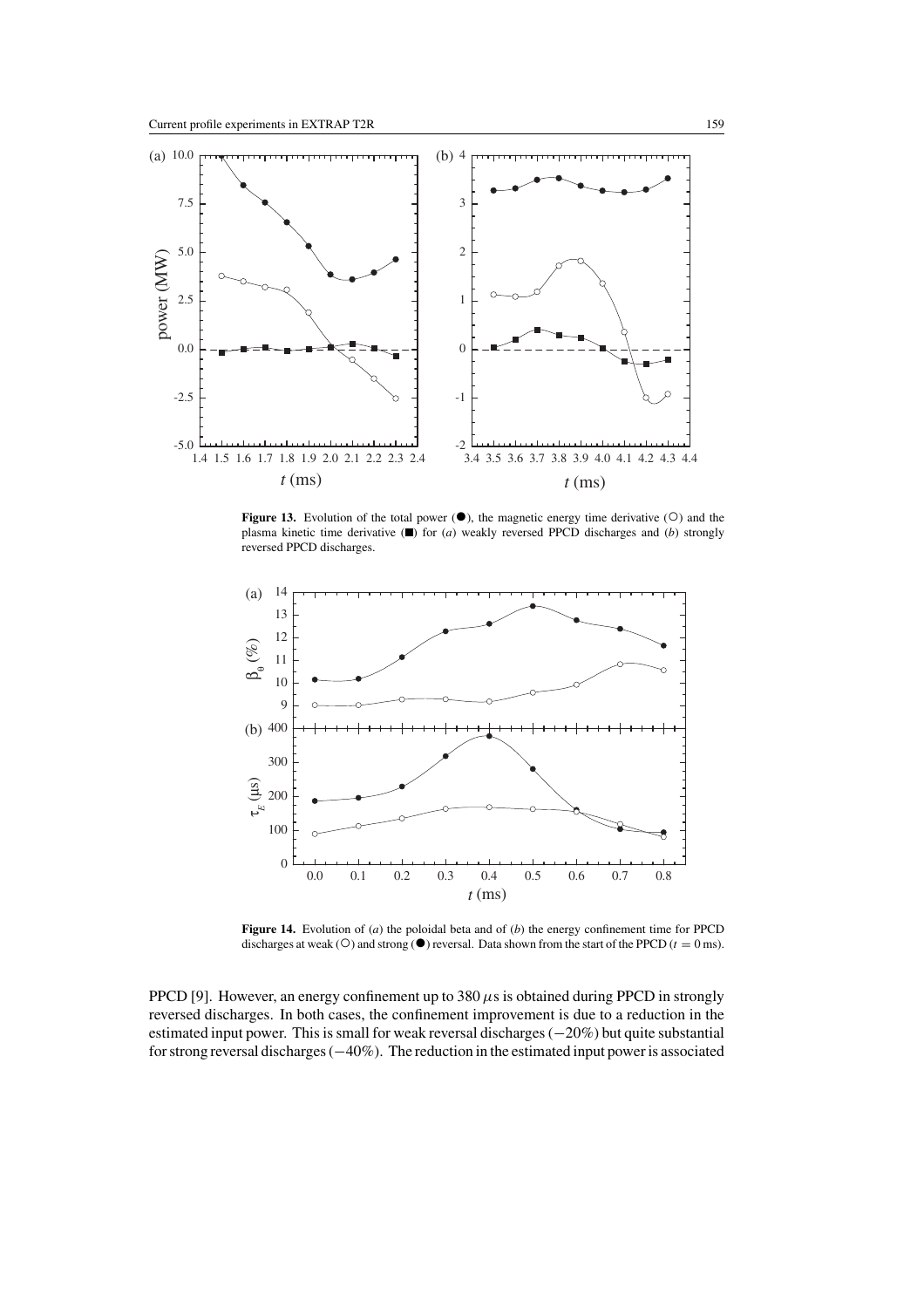**Figure 13.** Evolution of the total power (●), the magnetic energy time derivative (○) and the plasma kinetic time derivative (■) for (*a*) weakly reversed PPCD discharges and (*b*) strongly reversed PPCD discharges.

**Figure 14.** Evolution of (*a*) the poloidal beta and of (*b*) the energy confinement time for PPCD discharges at weak (○) and strong (●) reversal. Data shown from the start of the PPCD ($t = 0$ ms).

PPCD [9]. However, an energy confinement up to 380 $\mu$s is obtained during PPCD in strongly reversed discharges. In both cases, the confinement improvement is due to a reduction in the estimated input power. This is small for weak reversal discharges (−20%) but quite substantial for strong reversal discharges (−40%). The reduction in the estimated input power is associated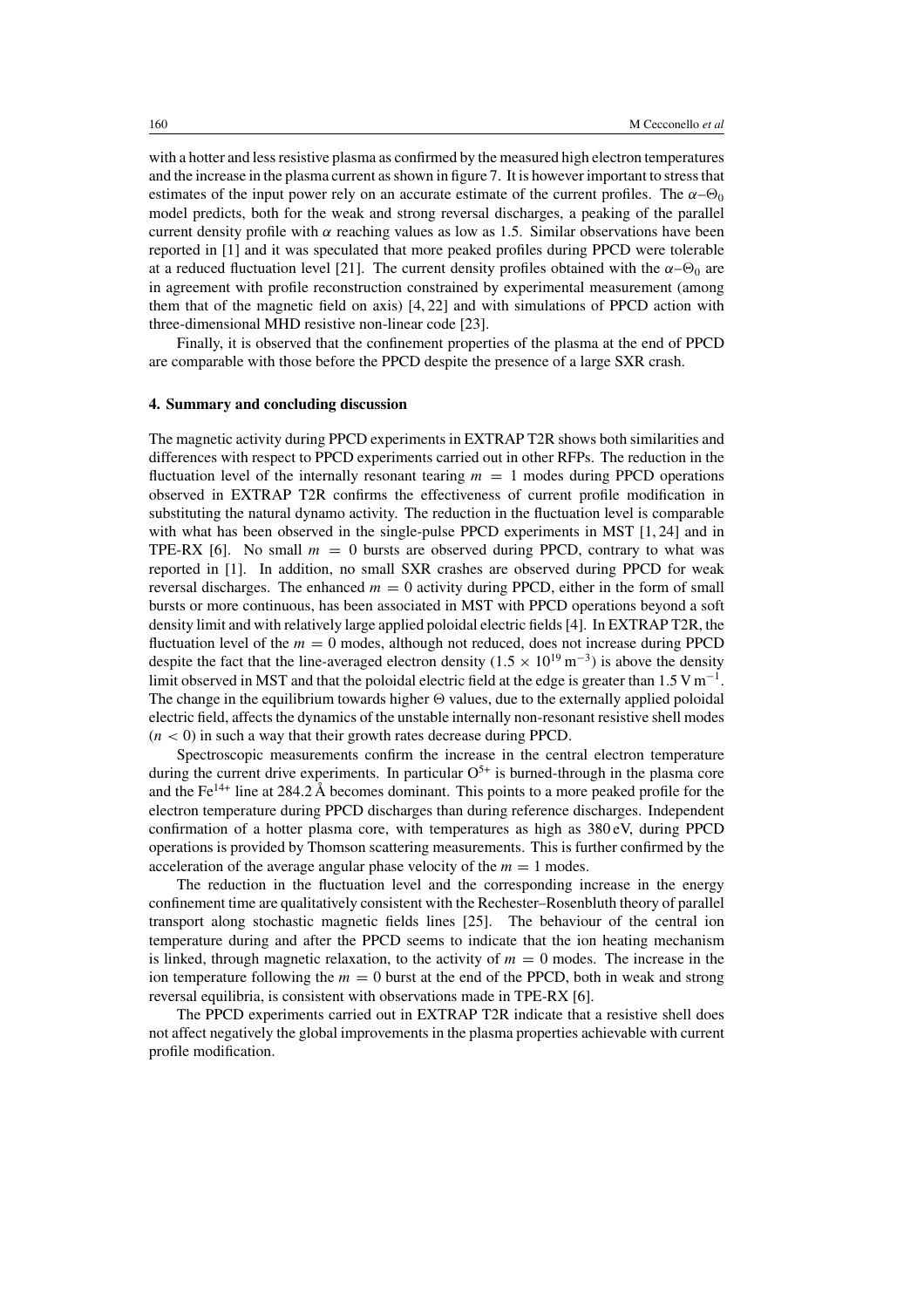with a hotter and less resistive plasma as confirmed by the measured high electron temperatures and the increase in the plasma current as shown in figure 7. It is however important to stress that estimates of the input power rely on an accurate estimate of the current profiles. The $\alpha$–$\Theta_0$ model predicts, both for the weak and strong reversal discharges, a peaking of the parallel current density profile with $\alpha$ reaching values as low as 1.5. Similar observations have been reported in [1] and it was speculated that more peaked profiles during PPCD were tolerable at a reduced fluctuation level [21]. The current density profiles obtained with the $\alpha$–$\Theta_0$ are in agreement with profile reconstruction constrained by experimental measurement (among them that of the magnetic field on axis) [4, 22] and with simulations of PPCD action with three-dimensional MHD resistive non-linear code [23].

Finally, it is observed that the confinement properties of the plasma at the end of PPCD are comparable with those before the PPCD despite the presence of a large SXR crash.

## 4. Summary and concluding discussion

The magnetic activity during PPCD experiments in EXTRAP T2R shows both similarities and differences with respect to PPCD experiments carried out in other RFPs. The reduction in the fluctuation level of the internally resonant tearing $m = 1$ modes during PPCD operations observed in EXTRAP T2R confirms the effectiveness of current profile modification in substituting the natural dynamo activity. The reduction in the fluctuation level is comparable with what has been observed in the single-pulse PPCD experiments in MST [1, 24] and in TPE-RX [6]. No small $m = 0$ bursts are observed during PPCD, contrary to what was reported in [1]. In addition, no small SXR crashes are observed during PPCD for weak reversal discharges. The enhanced $m = 0$ activity during PPCD, either in the form of small bursts or more continuous, has been associated in MST with PPCD operations beyond a soft density limit and with relatively large applied poloidal electric fields [4]. In EXTRAP T2R, the fluctuation level of the $m = 0$ modes, although not reduced, does not increase during PPCD despite the fact that the line-averaged electron density ($1.5 \times 10^{19}\,\mathrm{m}^{-3}$) is above the density limit observed in MST and that the poloidal electric field at the edge is greater than $1.5\,\mathrm{V\,m}^{-1}$. The change in the equilibrium towards higher $\Theta$ values, due to the externally applied poloidal electric field, affects the dynamics of the unstable internally non-resonant resistive shell modes ($n < 0$) in such a way that their growth rates decrease during PPCD.

Spectroscopic measurements confirm the increase in the central electron temperature during the current drive experiments. In particular $O^{5+}$ is burned-through in the plasma core and the $Fe^{14+}$ line at 284.2 Å becomes dominant. This points to a more peaked profile for the electron temperature during PPCD discharges than during reference discharges. Independent confirmation of a hotter plasma core, with temperatures as high as 380 eV, during PPCD operations is provided by Thomson scattering measurements. This is further confirmed by the acceleration of the average angular phase velocity of the $m = 1$ modes.

The reduction in the fluctuation level and the corresponding increase in the energy confinement time are qualitatively consistent with the Rechester–Rosenbluth theory of parallel transport along stochastic magnetic fields lines [25]. The behaviour of the central ion temperature during and after the PPCD seems to indicate that the ion heating mechanism is linked, through magnetic relaxation, to the activity of $m = 0$ modes. The increase in the ion temperature following the $m = 0$ burst at the end of the PPCD, both in weak and strong reversal equilibria, is consistent with observations made in TPE-RX [6].

The PPCD experiments carried out in EXTRAP T2R indicate that a resistive shell does not affect negatively the global improvements in the plasma properties achievable with current profile modification.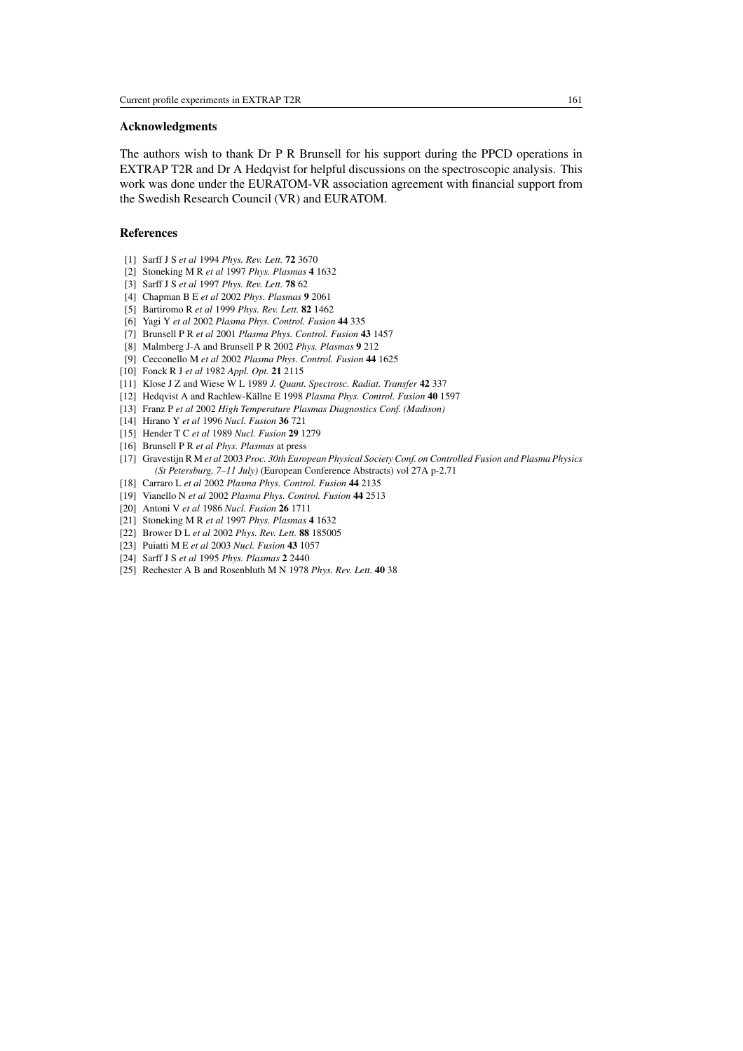## Acknowledgments

The authors wish to thank Dr P R Brunsell for his support during the PPCD operations in EXTRAP T2R and Dr A Hedqvist for helpful discussions on the spectroscopic analysis. This work was done under the EURATOM-VR association agreement with financial support from the Swedish Research Council (VR) and EURATOM.

## References

[1] Sarff J S *et al* 1994 *Phys. Rev. Lett.* **72** 3670
[2] Stoneking M R *et al* 1997 *Phys. Plasmas* **4** 1632
[3] Sarff J S *et al* 1997 *Phys. Rev. Lett.* **78** 62
[4] Chapman B E *et al* 2002 *Phys. Plasmas* **9** 2061
[5] Bartiromo R *et al* 1999 *Phys. Rev. Lett.* **82** 1462
[6] Yagi Y *et al* 2002 *Plasma Phys. Control. Fusion* **44** 335
[7] Brunsell P R *et al* 2001 *Plasma Phys. Control. Fusion* **43** 1457
[8] Malmberg J-A and Brunsell P R 2002 *Phys. Plasmas* **9** 212
[9] Cecconello M *et al* 2002 *Plasma Phys. Control. Fusion* **44** 1625
[10] Fonck R J *et al* 1982 *Appl. Opt.* **21** 2115
[11] Klose J Z and Wiese W L 1989 *J. Quant. Spectrosc. Radiat. Transfer* **42** 337
[12] Hedqvist A and Rachlew-Källne E 1998 *Plasma Phys. Control. Fusion* **40** 1597
[13] Franz P *et al* 2002 *High Temperature Plasmas Diagnostics Conf. (Madison)*
[14] Hirano Y *et al* 1996 *Nucl. Fusion* **36** 721
[15] Hender T C *et al* 1989 *Nucl. Fusion* **29** 1279
[16] Brunsell P R *et al Phys. Plasmas* at press
[17] Gravestijn R M *et al* 2003 *Proc. 30th European Physical Society Conf. on Controlled Fusion and Plasma Physics (St Petersburg, 7–11 July)* (European Conference Abstracts) vol 27A p-2.71
[18] Carraro L *et al* 2002 *Plasma Phys. Control. Fusion* **44** 2135
[19] Vianello N *et al* 2002 *Plasma Phys. Control. Fusion* **44** 2513
[20] Antoni V *et al* 1986 *Nucl. Fusion* **26** 1711
[21] Stoneking M R *et al* 1997 *Phys. Plasmas* **4** 1632
[22] Brower D L *et al* 2002 *Phys. Rev. Lett.* **88** 185005
[23] Puiatti M E *et al* 2003 *Nucl. Fusion* **43** 1057
[24] Sarff J S *et al* 1995 *Phys. Plasmas* **2** 2440
[25] Rechester A B and Rosenbluth M N 1978 *Phys. Rev. Lett.* **40** 38